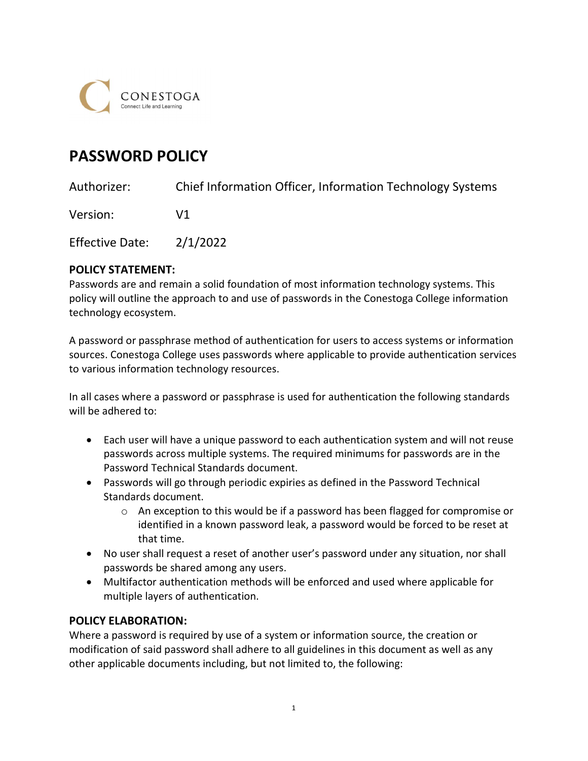CONESTOGA
Connect Life and Learning

# PASSWORD POLICY

Authorizer: Chief Information Officer, Information Technology Systems

Version: V1

Effective Date: 2/1/2022

## POLICY STATEMENT:

Passwords are and remain a solid foundation of most information technology systems. This policy will outline the approach to and use of passwords in the Conestoga College information technology ecosystem.

A password or passphrase method of authentication for users to access systems or information sources. Conestoga College uses passwords where applicable to provide authentication services to various information technology resources.

In all cases where a password or passphrase is used for authentication the following standards will be adhered to:

- Each user will have a unique password to each authentication system and will not reuse passwords across multiple systems. The required minimums for passwords are in the Password Technical Standards document.
- Passwords will go through periodic expiries as defined in the Password Technical Standards document.
  - An exception to this would be if a password has been flagged for compromise or identified in a known password leak, a password would be forced to be reset at that time.
- No user shall request a reset of another user's password under any situation, nor shall passwords be shared among any users.
- Multifactor authentication methods will be enforced and used where applicable for multiple layers of authentication.

## POLICY ELABORATION:

Where a password is required by use of a system or information source, the creation or modification of said password shall adhere to all guidelines in this document as well as any other applicable documents including, but not limited to, the following: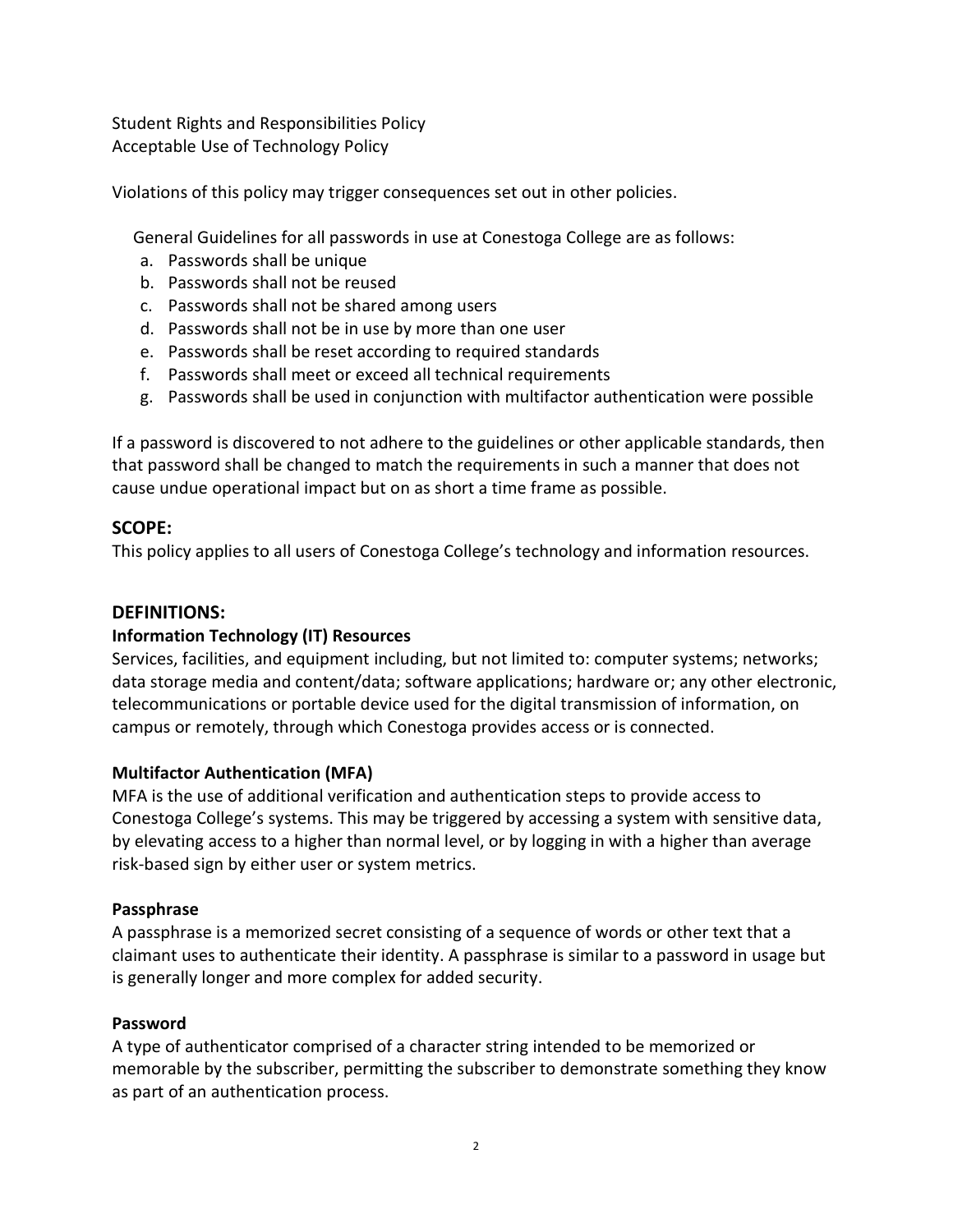Student Rights and Responsibilities Policy
Acceptable Use of Technology Policy

Violations of this policy may trigger consequences set out in other policies.

General Guidelines for all passwords in use at Conestoga College are as follows:

a. Passwords shall be unique
b. Passwords shall not be reused
c. Passwords shall not be shared among users
d. Passwords shall not be in use by more than one user
e. Passwords shall be reset according to required standards
f. Passwords shall meet or exceed all technical requirements
g. Passwords shall be used in conjunction with multifactor authentication were possible

If a password is discovered to not adhere to the guidelines or other applicable standards, then that password shall be changed to match the requirements in such a manner that does not cause undue operational impact but on as short a time frame as possible.

## SCOPE:

This policy applies to all users of Conestoga College's technology and information resources.

## DEFINITIONS:

**Information Technology (IT) Resources**

Services, facilities, and equipment including, but not limited to: computer systems; networks; data storage media and content/data; software applications; hardware or; any other electronic, telecommunications or portable device used for the digital transmission of information, on campus or remotely, through which Conestoga provides access or is connected.

**Multifactor Authentication (MFA)**

MFA is the use of additional verification and authentication steps to provide access to Conestoga College's systems. This may be triggered by accessing a system with sensitive data, by elevating access to a higher than normal level, or by logging in with a higher than average risk-based sign by either user or system metrics.

**Passphrase**

A passphrase is a memorized secret consisting of a sequence of words or other text that a claimant uses to authenticate their identity. A passphrase is similar to a password in usage but is generally longer and more complex for added security.

**Password**

A type of authenticator comprised of a character string intended to be memorized or memorable by the subscriber, permitting the subscriber to demonstrate something they know as part of an authentication process.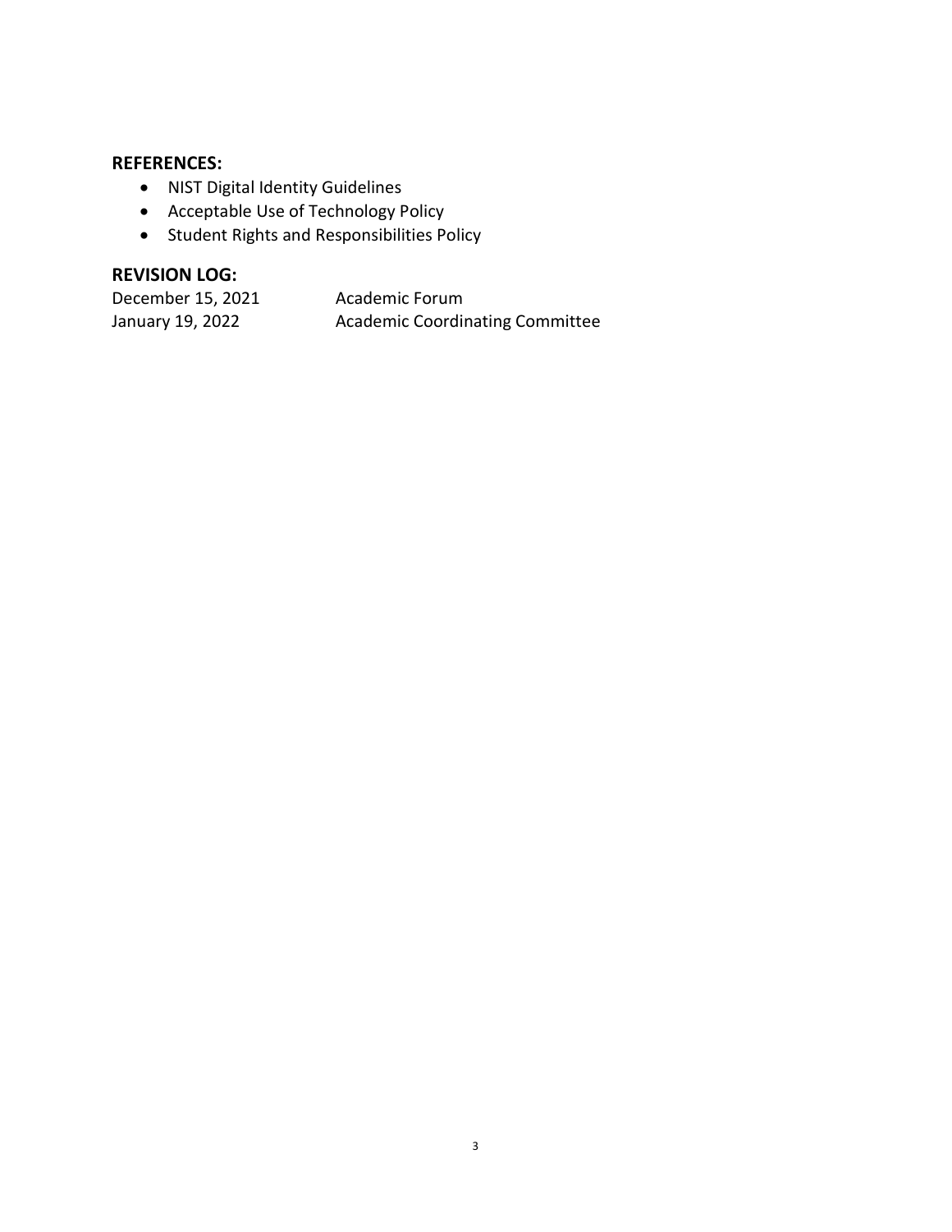## REFERENCES:

- NIST Digital Identity Guidelines
- Acceptable Use of Technology Policy
- Student Rights and Responsibilities Policy

## REVISION LOG:

| | |
|---|---|
| December 15, 2021 | Academic Forum |
| January 19, 2022 | Academic Coordinating Committee |